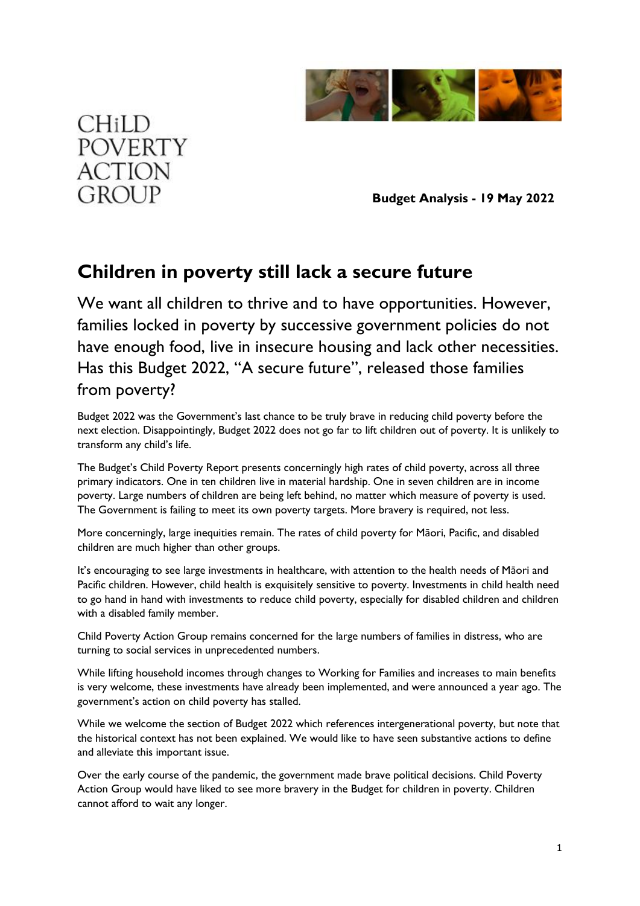CHiLD POVERTY ACTION GROUP

**Budget Analysis - 19 May 2022**

# Children in poverty still lack a secure future

We want all children to thrive and to have opportunities. However, families locked in poverty by successive government policies do not have enough food, live in insecure housing and lack other necessities. Has this Budget 2022, "A secure future", released those families from poverty?

Budget 2022 was the Government's last chance to be truly brave in reducing child poverty before the next election. Disappointingly, Budget 2022 does not go far to lift children out of poverty. It is unlikely to transform any child's life.

The Budget's Child Poverty Report presents concerningly high rates of child poverty, across all three primary indicators. One in ten children live in material hardship. One in seven children are in income poverty. Large numbers of children are being left behind, no matter which measure of poverty is used. The Government is failing to meet its own poverty targets. More bravery is required, not less.

More concerningly, large inequities remain. The rates of child poverty for Māori, Pacific, and disabled children are much higher than other groups.

It's encouraging to see large investments in healthcare, with attention to the health needs of Māori and Pacific children. However, child health is exquisitely sensitive to poverty. Investments in child health need to go hand in hand with investments to reduce child poverty, especially for disabled children and children with a disabled family member.

Child Poverty Action Group remains concerned for the large numbers of families in distress, who are turning to social services in unprecedented numbers.

While lifting household incomes through changes to Working for Families and increases to main benefits is very welcome, these investments have already been implemented, and were announced a year ago. The government's action on child poverty has stalled.

While we welcome the section of Budget 2022 which references intergenerational poverty, but note that the historical context has not been explained. We would like to have seen substantive actions to define and alleviate this important issue.

Over the early course of the pandemic, the government made brave political decisions. Child Poverty Action Group would have liked to see more bravery in the Budget for children in poverty. Children cannot afford to wait any longer.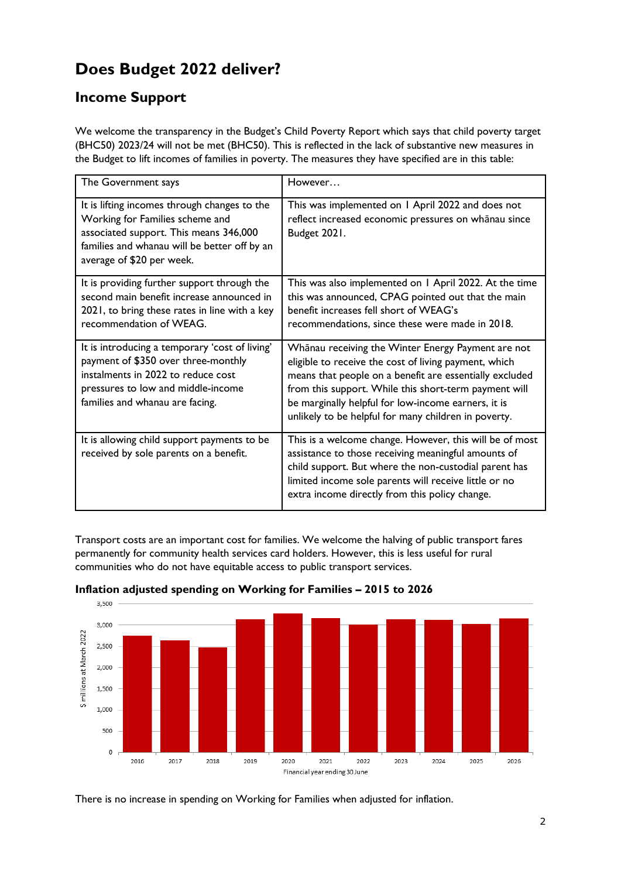# Does Budget 2022 deliver?

## Income Support

We welcome the transparency in the Budget's Child Poverty Report which says that child poverty target (BHC50) 2023/24 will not be met (BHC50). This is reflected in the lack of substantive new measures in the Budget to lift incomes of families in poverty. The measures they have specified are in this table:

| The Government says | However… |
|---|---|
| It is lifting incomes through changes to the Working for Families scheme and associated support. This means 346,000 families and whanau will be better off by an average of $20 per week. | This was implemented on 1 April 2022 and does not reflect increased economic pressures on whānau since Budget 2021. |
| It is providing further support through the second main benefit increase announced in 2021, to bring these rates in line with a key recommendation of WEAG. | This was also implemented on 1 April 2022. At the time this was announced, CPAG pointed out that the main benefit increases fell short of WEAG's recommendations, since these were made in 2018. |
| It is introducing a temporary 'cost of living' payment of $350 over three-monthly instalments in 2022 to reduce cost pressures to low and middle-income families and whanau are facing. | Whānau receiving the Winter Energy Payment are not eligible to receive the cost of living payment, which means that people on a benefit are essentially excluded from this support. While this short-term payment will be marginally helpful for low-income earners, it is unlikely to be helpful for many children in poverty. |
| It is allowing child support payments to be received by sole parents on a benefit. | This is a welcome change. However, this will be of most assistance to those receiving meaningful amounts of child support. But where the non-custodial parent has limited income sole parents will receive little or no extra income directly from this policy change. |

Transport costs are an important cost for families. We welcome the halving of public transport fares permanently for community health services card holders. However, this is less useful for rural communities who do not have equitable access to public transport services.

**Inflation adjusted spending on Working for Families – 2015 to 2026**

$ millions at March 2022

3,500
3,000
2,500
2,000
1,500
1,000
500
0

2016 2017 2018 2019 2020 2021 2022 2023 2024 2025 2026

Financial year ending 30 June

There is no increase in spending on Working for Families when adjusted for inflation.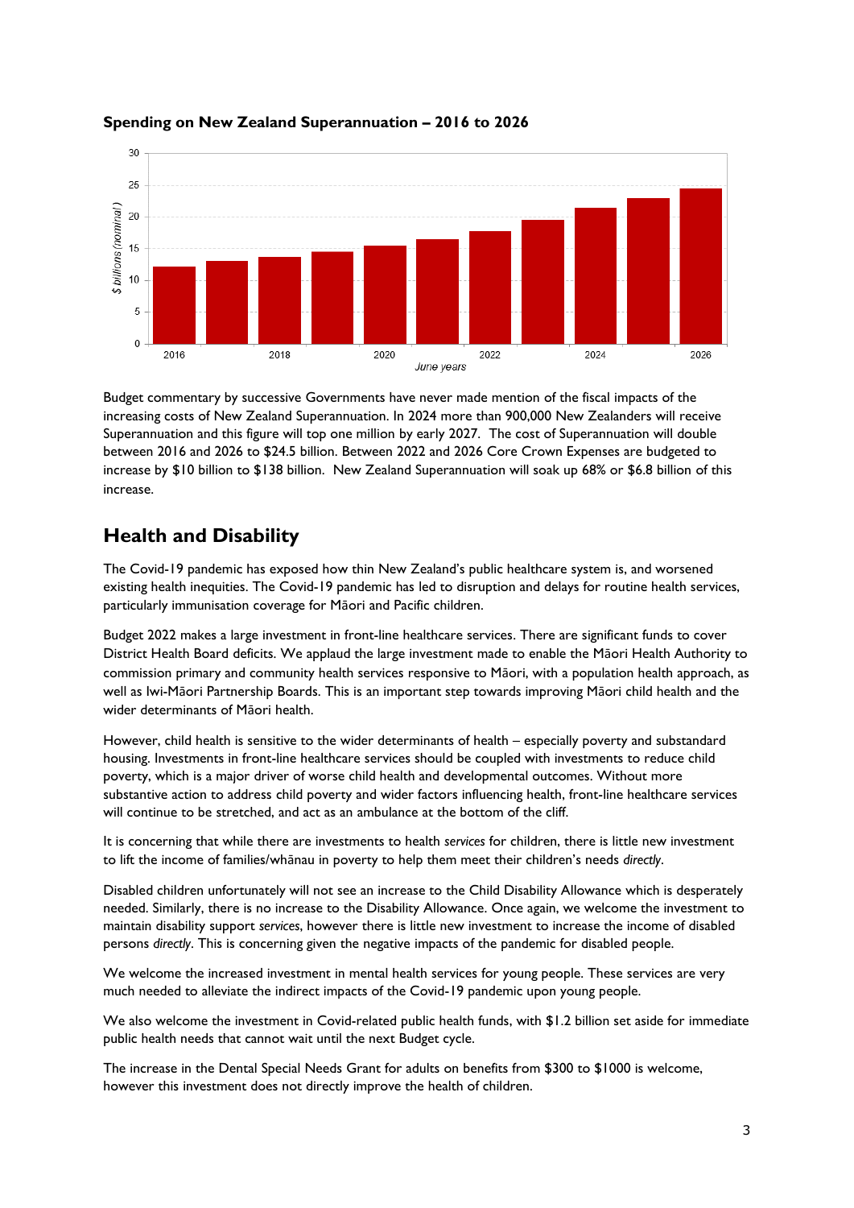**Spending on New Zealand Superannuation – 2016 to 2026**

30
25
20
15
10
5
0

$ billions (nominal)

2016
2018
2020
2022
2024
2026

June years

Budget commentary by successive Governments have never made mention of the fiscal impacts of the increasing costs of New Zealand Superannuation. In 2024 more than 900,000 New Zealanders will receive Superannuation and this figure will top one million by early 2027. The cost of Superannuation will double between 2016 and 2026 to $24.5 billion. Between 2022 and 2026 Core Crown Expenses are budgeted to increase by $10 billion to $138 billion. New Zealand Superannuation will soak up 68% or $6.8 billion of this increase.

## Health and Disability

The Covid-19 pandemic has exposed how thin New Zealand's public healthcare system is, and worsened existing health inequities. The Covid-19 pandemic has led to disruption and delays for routine health services, particularly immunisation coverage for Māori and Pacific children.

Budget 2022 makes a large investment in front-line healthcare services. There are significant funds to cover District Health Board deficits. We applaud the large investment made to enable the Māori Health Authority to commission primary and community health services responsive to Māori, with a population health approach, as well as Iwi-Māori Partnership Boards. This is an important step towards improving Māori child health and the wider determinants of Māori health.

However, child health is sensitive to the wider determinants of health – especially poverty and substandard housing. Investments in front-line healthcare services should be coupled with investments to reduce child poverty, which is a major driver of worse child health and developmental outcomes. Without more substantive action to address child poverty and wider factors influencing health, front-line healthcare services will continue to be stretched, and act as an ambulance at the bottom of the cliff.

It is concerning that while there are investments to health *services* for children, there is little new investment to lift the income of families/whānau in poverty to help them meet their children's needs *directly*.

Disabled children unfortunately will not see an increase to the Child Disability Allowance which is desperately needed. Similarly, there is no increase to the Disability Allowance. Once again, we welcome the investment to maintain disability support *services*, however there is little new investment to increase the income of disabled persons *directly*. This is concerning given the negative impacts of the pandemic for disabled people.

We welcome the increased investment in mental health services for young people. These services are very much needed to alleviate the indirect impacts of the Covid-19 pandemic upon young people.

We also welcome the investment in Covid-related public health funds, with $1.2 billion set aside for immediate public health needs that cannot wait until the next Budget cycle.

The increase in the Dental Special Needs Grant for adults on benefits from $300 to $1000 is welcome, however this investment does not directly improve the health of children.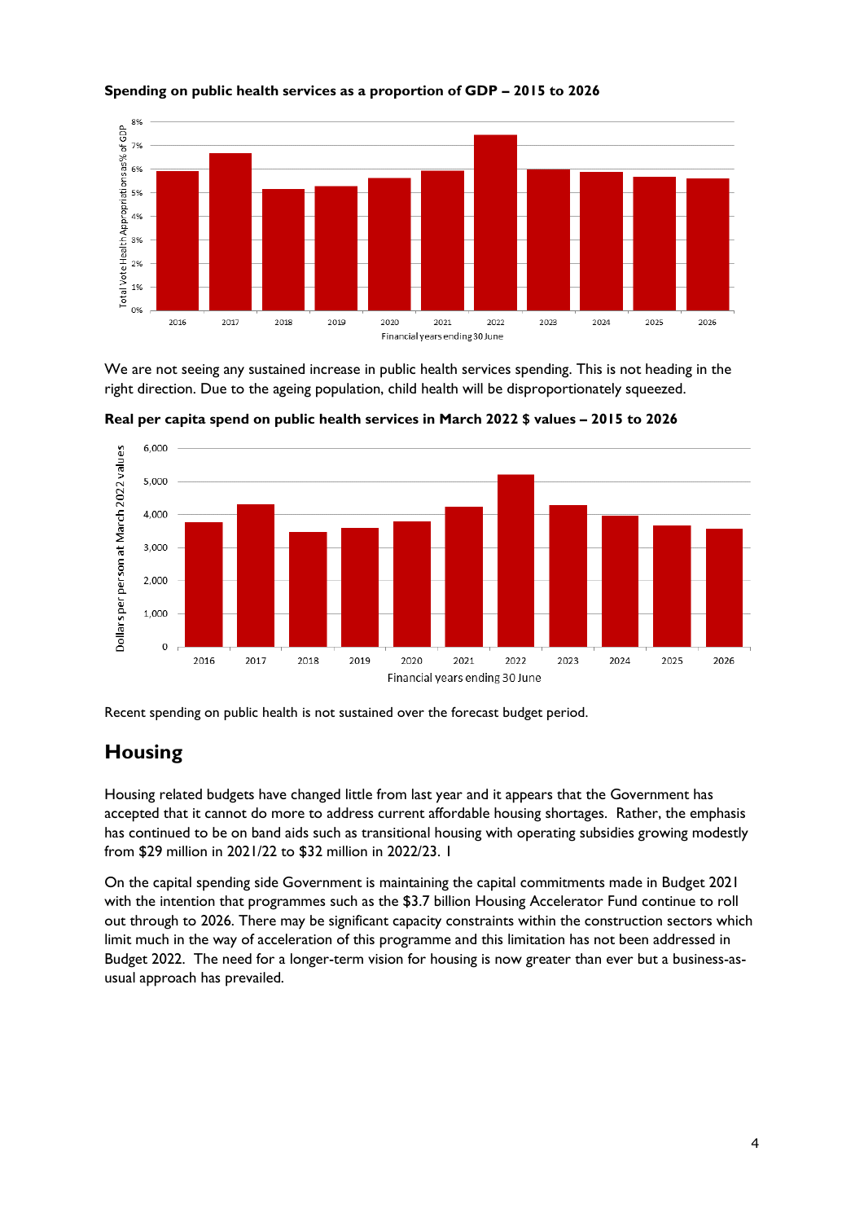**Spending on public health services as a proportion of GDP – 2015 to 2026**

Total Vote Health Appropriations as % of GDP

8%
7%
6%
5%
4%
3%
2%
1%
0%

2016 2017 2018 2019 2020 2021 2022 2023 2024 2025 2026

Financial years ending 30 June

We are not seeing any sustained increase in public health services spending. This is not heading in the right direction. Due to the ageing population, child health will be disproportionately squeezed.

**Real per capita spend on public health services in March 2022 $ values – 2015 to 2026**

Dollars per person at March 2022 values

6,000
5,000
4,000
3,000
2,000
1,000
0

2016 2017 2018 2019 2020 2021 2022 2023 2024 2025 2026

Financial years ending 30 June

Recent spending on public health is not sustained over the forecast budget period.

## Housing

Housing related budgets have changed little from last year and it appears that the Government has accepted that it cannot do more to address current affordable housing shortages. Rather, the emphasis has continued to be on band aids such as transitional housing with operating subsidies growing modestly from $29 million in 2021/22 to $32 million in 2022/23. I

On the capital spending side Government is maintaining the capital commitments made in Budget 2021 with the intention that programmes such as the $3.7 billion Housing Accelerator Fund continue to roll out through to 2026. There may be significant capacity constraints within the construction sectors which limit much in the way of acceleration of this programme and this limitation has not been addressed in Budget 2022. The need for a longer-term vision for housing is now greater than ever but a business-as-usual approach has prevailed.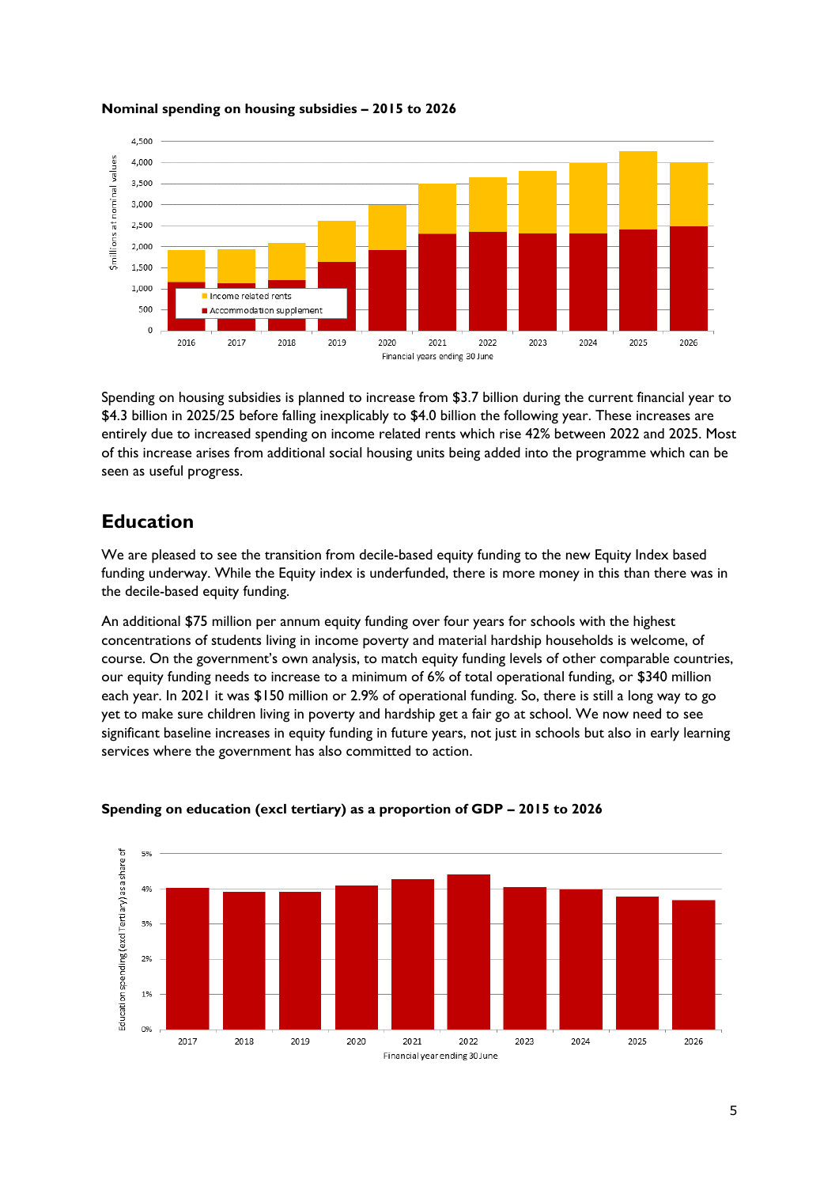**Nominal spending on housing subsidies – 2015 to 2026**

4,500
4,000
3,500
3,000
2,500
2,000
1,500
1,000
500
0

$millions at nominal values

Income related rents
Accommodation supplement

2016 2017 2018 2019 2020 2021 2022 2023 2024 2025 2026

Financial years ending 30 June

Spending on housing subsidies is planned to increase from $3.7 billion during the current financial year to $4.3 billion in 2025/25 before falling inexplicably to $4.0 billion the following year. These increases are entirely due to increased spending on income related rents which rise 42% between 2022 and 2025. Most of this increase arises from additional social housing units being added into the programme which can be seen as useful progress.

## Education

We are pleased to see the transition from decile-based equity funding to the new Equity Index based funding underway. While the Equity index is underfunded, there is more money in this than there was in the decile-based equity funding.

An additional $75 million per annum equity funding over four years for schools with the highest concentrations of students living in income poverty and material hardship households is welcome, of course. On the government's own analysis, to match equity funding levels of other comparable countries, our equity funding needs to increase to a minimum of 6% of total operational funding, or $340 million each year. In 2021 it was $150 million or 2.9% of operational funding. So, there is still a long way to go yet to make sure children living in poverty and hardship get a fair go at school. We now need to see significant baseline increases in equity funding in future years, not just in schools but also in early learning services where the government has also committed to action.

**Spending on education (excl tertiary) as a proportion of GDP – 2015 to 2026**

5%
4%
3%
2%
1%
0%

Education spending (excl Tertiary) as a share of

2017 2018 2019 2020 2021 2022 2023 2024 2025 2026

Financial year ending 30 June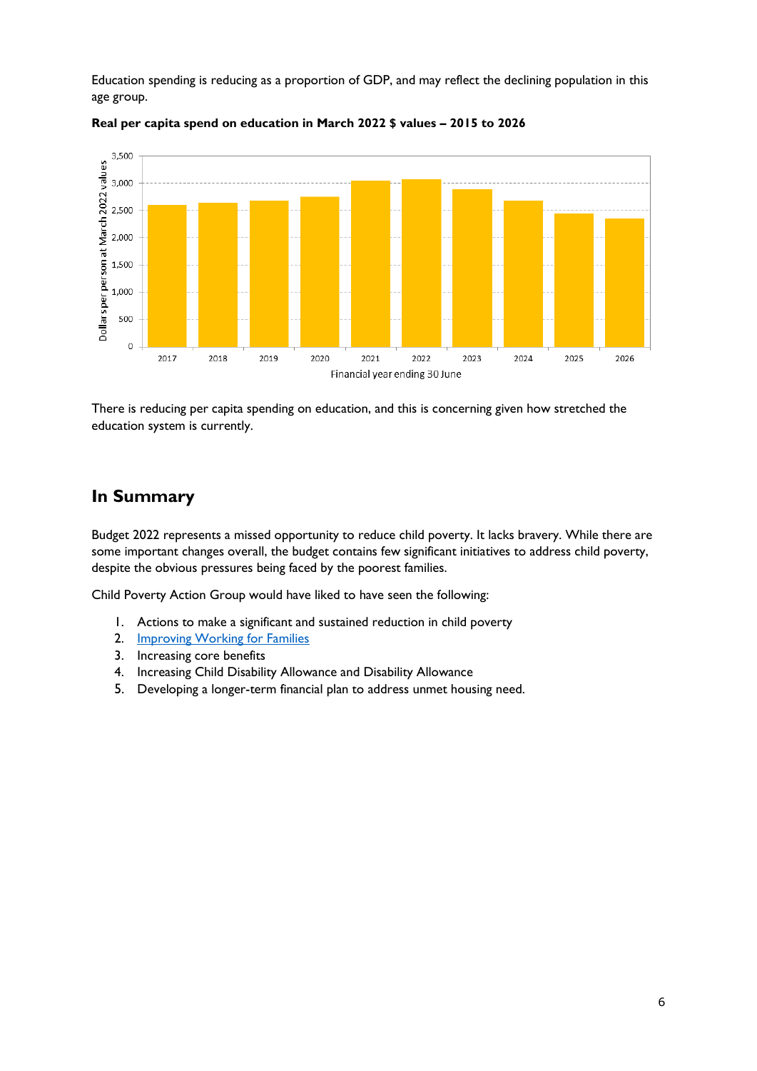Education spending is reducing as a proportion of GDP, and may reflect the declining population in this age group.

**Real per capita spend on education in March 2022 $ values – 2015 to 2026**

Dollars per person at March 2022 values

3,500
3,000
2,500
2,000
1,500
1,000
500
0

2017 2018 2019 2020 2021 2022 2023 2024 2025 2026

Financial year ending 30 June

There is reducing per capita spending on education, and this is concerning given how stretched the education system is currently.

## In Summary

Budget 2022 represents a missed opportunity to reduce child poverty. It lacks bravery. While there are some important changes overall, the budget contains few significant initiatives to address child poverty, despite the obvious pressures being faced by the poorest families.

Child Poverty Action Group would have liked to have seen the following:

1. Actions to make a significant and sustained reduction in child poverty
2. Improving Working for Families
3. Increasing core benefits
4. Increasing Child Disability Allowance and Disability Allowance
5. Developing a longer-term financial plan to address unmet housing need.